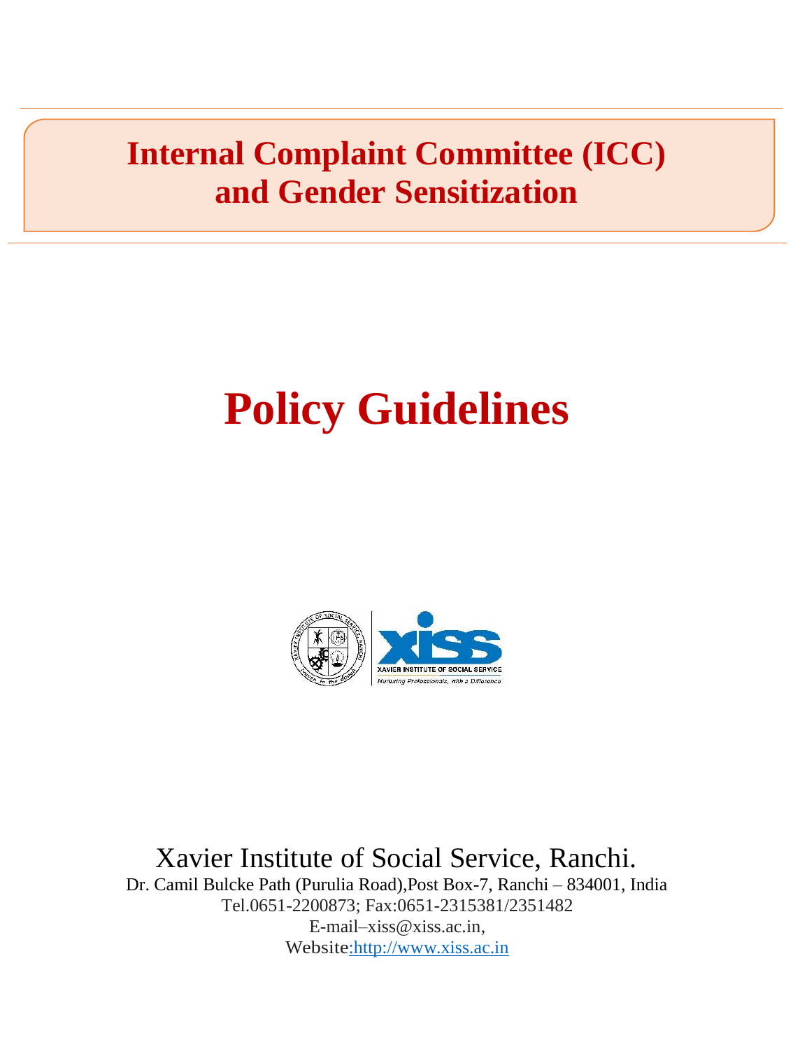# Internal Complaint Committee (ICC) and Gender Sensitization

# Policy Guidelines

Xavier Institute of Social Service, Ranchi.

Dr. Camil Bulcke Path (Purulia Road),Post Box-7, Ranchi – 834001, India

Tel.0651-2200873; Fax:0651-2315381/2351482

E-mail–xiss@xiss.ac.in,

Website:http://www.xiss.ac.in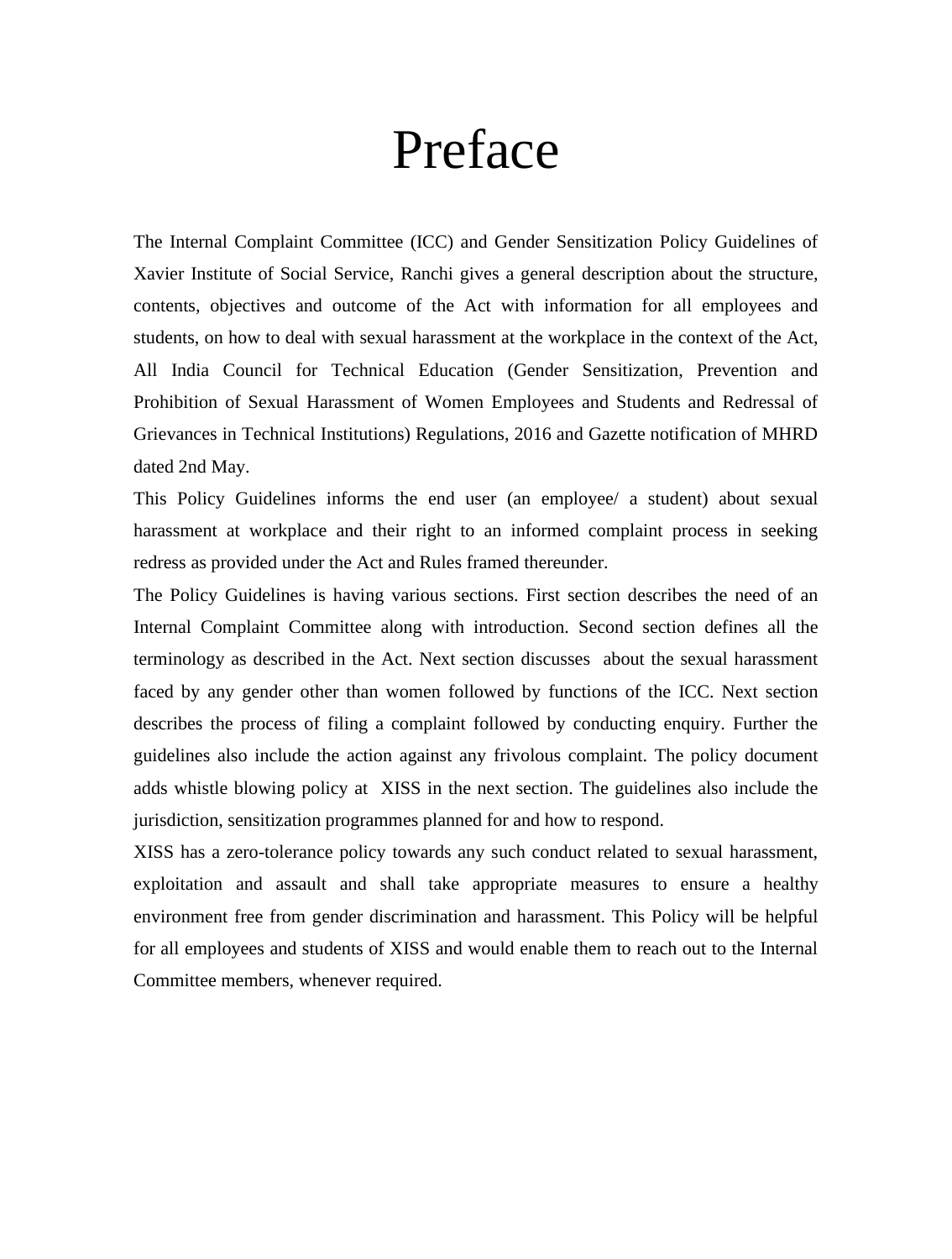# Preface

The Internal Complaint Committee (ICC) and Gender Sensitization Policy Guidelines of Xavier Institute of Social Service, Ranchi gives a general description about the structure, contents, objectives and outcome of the Act with information for all employees and students, on how to deal with sexual harassment at the workplace in the context of the Act, All India Council for Technical Education (Gender Sensitization, Prevention and Prohibition of Sexual Harassment of Women Employees and Students and Redressal of Grievances in Technical Institutions) Regulations, 2016 and Gazette notification of MHRD dated 2nd May.

This Policy Guidelines informs the end user (an employee/ a student) about sexual harassment at workplace and their right to an informed complaint process in seeking redress as provided under the Act and Rules framed thereunder.

The Policy Guidelines is having various sections. First section describes the need of an Internal Complaint Committee along with introduction. Second section defines all the terminology as described in the Act. Next section discusses about the sexual harassment faced by any gender other than women followed by functions of the ICC. Next section describes the process of filing a complaint followed by conducting enquiry. Further the guidelines also include the action against any frivolous complaint. The policy document adds whistle blowing policy at XISS in the next section. The guidelines also include the jurisdiction, sensitization programmes planned for and how to respond.

XISS has a zero-tolerance policy towards any such conduct related to sexual harassment, exploitation and assault and shall take appropriate measures to ensure a healthy environment free from gender discrimination and harassment. This Policy will be helpful for all employees and students of XISS and would enable them to reach out to the Internal Committee members, whenever required.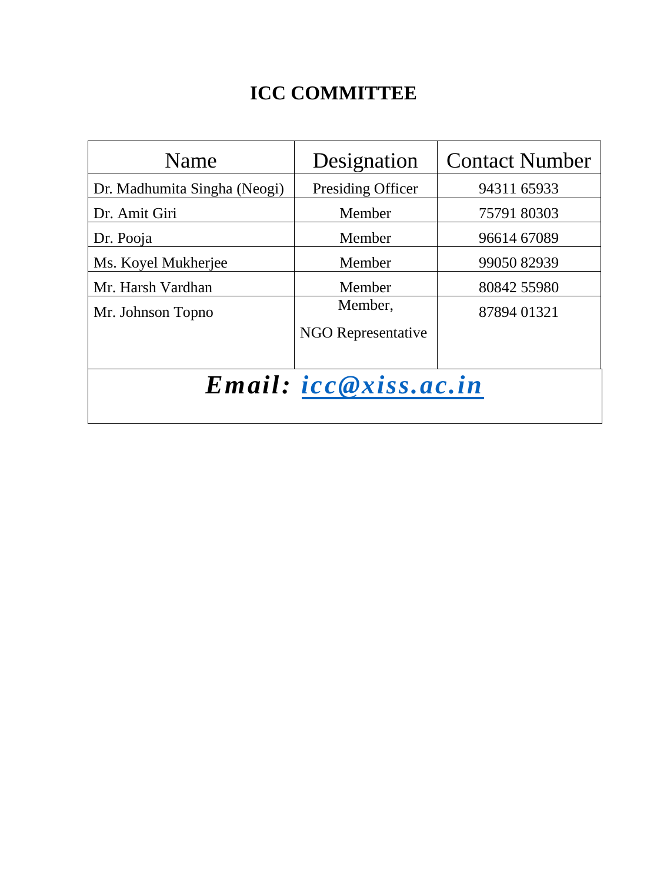# ICC COMMITTEE

| Name | Designation | Contact Number |
|---|---|---|
| Dr. Madhumita Singha (Neogi) | Presiding Officer | 94311 65933 |
| Dr. Amit Giri | Member | 75791 80303 |
| Dr. Pooja | Member | 96614 67089 |
| Ms. Koyel Mukherjee | Member | 99050 82939 |
| Mr. Harsh Vardhan | Member | 80842 55980 |
| Mr. Johnson Topno | Member, NGO Representative | 87894 01321 |
| ***Email: icc@xiss.ac.in*** | | |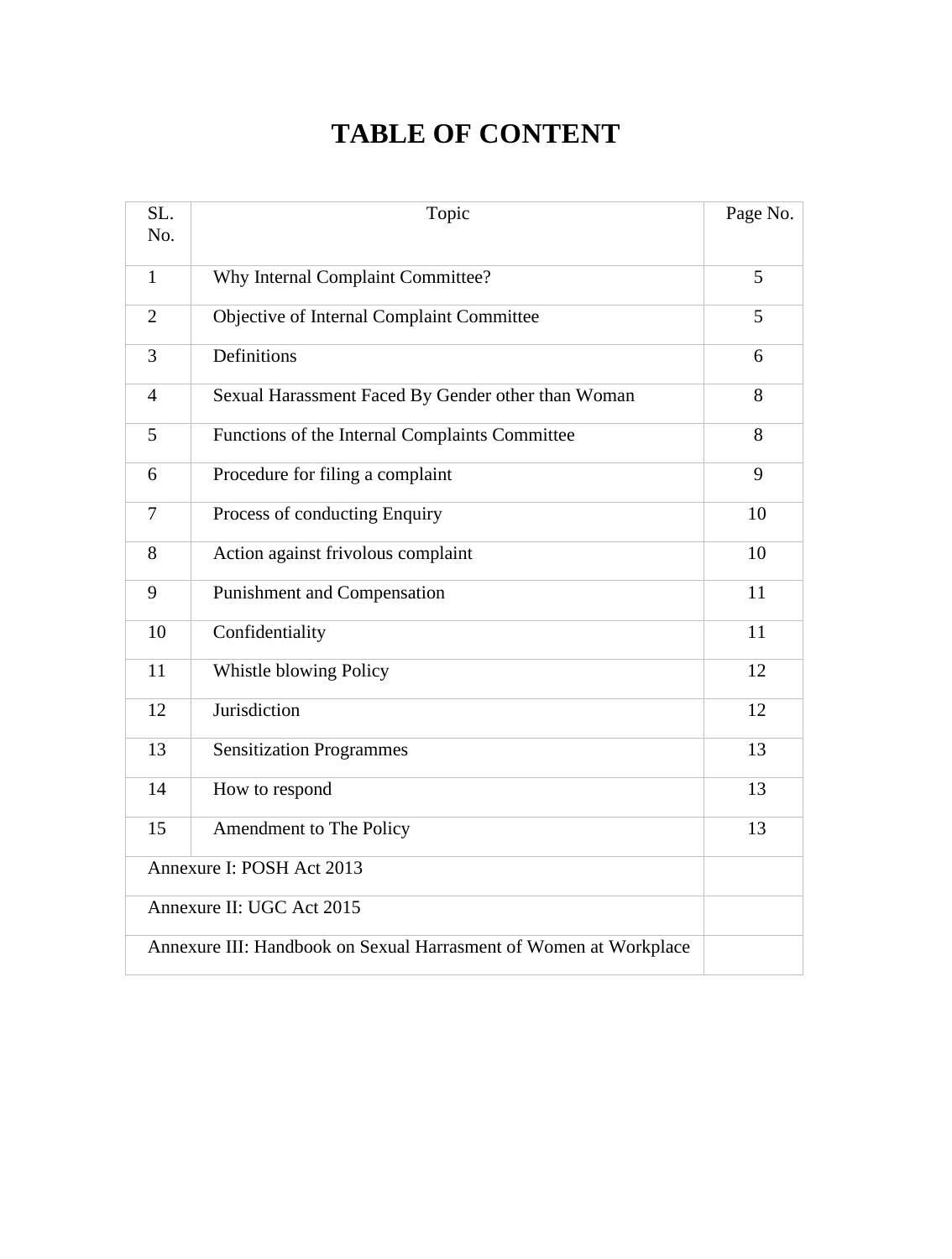# TABLE OF CONTENT

| SL. No. | Topic | Page No. |
|---|---|---|
| 1 | Why Internal Complaint Committee? | 5 |
| 2 | Objective of Internal Complaint Committee | 5 |
| 3 | Definitions | 6 |
| 4 | Sexual Harassment Faced By Gender other than Woman | 8 |
| 5 | Functions of the Internal Complaints Committee | 8 |
| 6 | Procedure for filing a complaint | 9 |
| 7 | Process of conducting Enquiry | 10 |
| 8 | Action against frivolous complaint | 10 |
| 9 | Punishment and Compensation | 11 |
| 10 | Confidentiality | 11 |
| 11 | Whistle blowing Policy | 12 |
| 12 | Jurisdiction | 12 |
| 13 | Sensitization Programmes | 13 |
| 14 | How to respond | 13 |
| 15 | Amendment to The Policy | 13 |
| Annexure I: POSH Act 2013 | | |
| Annexure II: UGC Act 2015 | | |
| Annexure III: Handbook on Sexual Harrasment of Women at Workplace | | |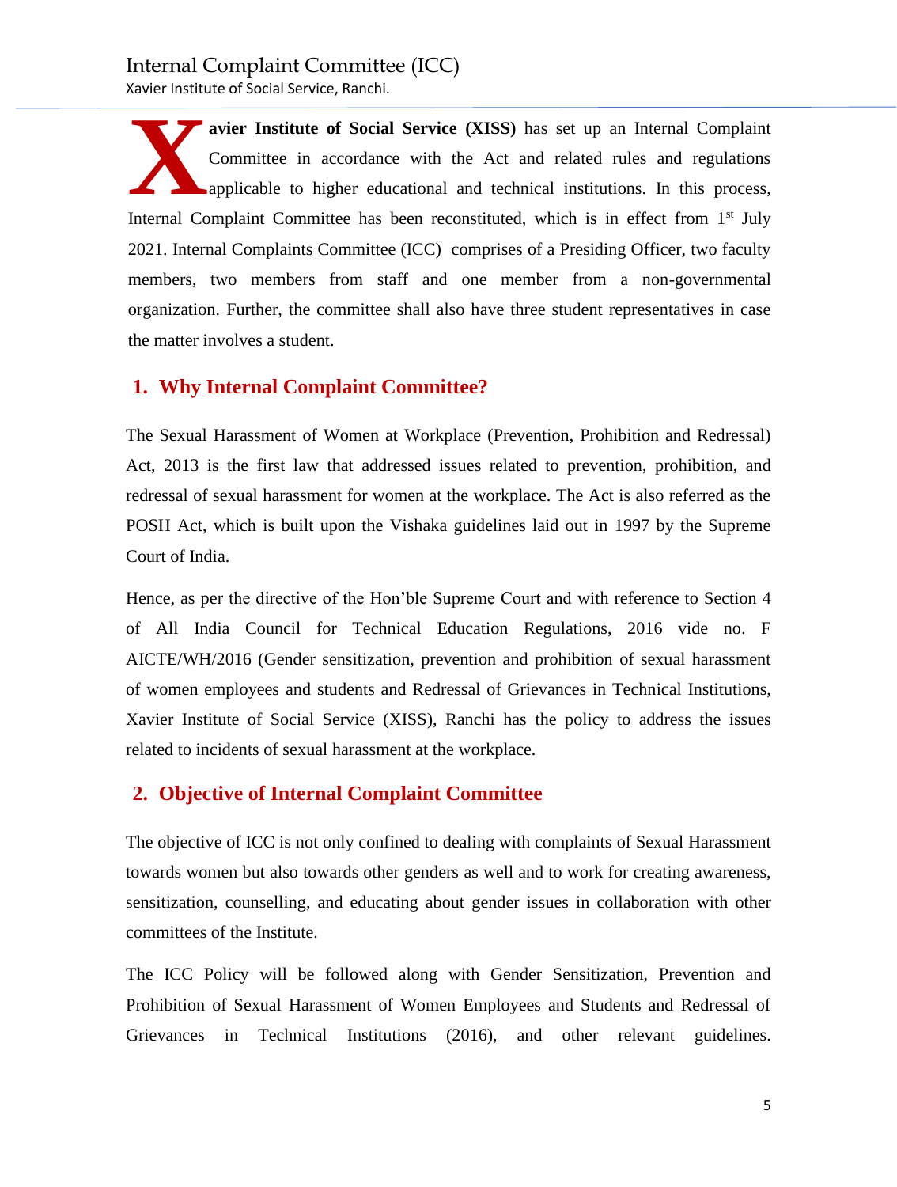**Xavier Institute of Social Service (XISS)** has set up an Internal Complaint Committee in accordance with the Act and related rules and regulations applicable to higher educational and technical institutions. In this process, Internal Complaint Committee has been reconstituted, which is in effect from 1st July 2021. Internal Complaints Committee (ICC) comprises of a Presiding Officer, two faculty members, two members from staff and one member from a non-governmental organization. Further, the committee shall also have three student representatives in case the matter involves a student.

## 1. Why Internal Complaint Committee?

The Sexual Harassment of Women at Workplace (Prevention, Prohibition and Redressal) Act, 2013 is the first law that addressed issues related to prevention, prohibition, and redressal of sexual harassment for women at the workplace. The Act is also referred as the POSH Act, which is built upon the Vishaka guidelines laid out in 1997 by the Supreme Court of India.

Hence, as per the directive of the Hon'ble Supreme Court and with reference to Section 4 of All India Council for Technical Education Regulations, 2016 vide no. F AICTE/WH/2016 (Gender sensitization, prevention and prohibition of sexual harassment of women employees and students and Redressal of Grievances in Technical Institutions, Xavier Institute of Social Service (XISS), Ranchi has the policy to address the issues related to incidents of sexual harassment at the workplace.

## 2. Objective of Internal Complaint Committee

The objective of ICC is not only confined to dealing with complaints of Sexual Harassment towards women but also towards other genders as well and to work for creating awareness, sensitization, counselling, and educating about gender issues in collaboration with other committees of the Institute.

The ICC Policy will be followed along with Gender Sensitization, Prevention and Prohibition of Sexual Harassment of Women Employees and Students and Redressal of Grievances in Technical Institutions (2016), and other relevant guidelines.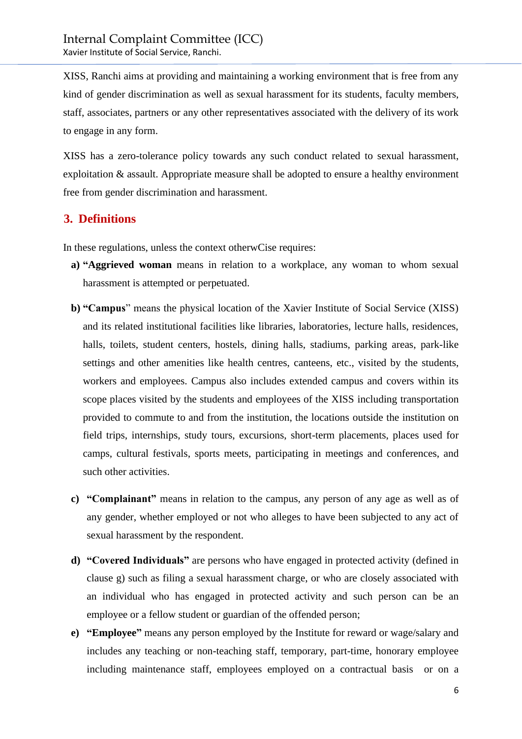XISS, Ranchi aims at providing and maintaining a working environment that is free from any kind of gender discrimination as well as sexual harassment for its students, faculty members, staff, associates, partners or any other representatives associated with the delivery of its work to engage in any form.

XISS has a zero-tolerance policy towards any such conduct related to sexual harassment, exploitation & assault. Appropriate measure shall be adopted to ensure a healthy environment free from gender discrimination and harassment.

## 3. Definitions

In these regulations, unless the context otherwCise requires:

a) **"Aggrieved woman** means in relation to a workplace, any woman to whom sexual harassment is attempted or perpetuated.

b) **"Campus**" means the physical location of the Xavier Institute of Social Service (XISS) and its related institutional facilities like libraries, laboratories, lecture halls, residences, halls, toilets, student centers, hostels, dining halls, stadiums, parking areas, park-like settings and other amenities like health centres, canteens, etc., visited by the students, workers and employees. Campus also includes extended campus and covers within its scope places visited by the students and employees of the XISS including transportation provided to commute to and from the institution, the locations outside the institution on field trips, internships, study tours, excursions, short-term placements, places used for camps, cultural festivals, sports meets, participating in meetings and conferences, and such other activities.

c) **"Complainant"** means in relation to the campus, any person of any age as well as of any gender, whether employed or not who alleges to have been subjected to any act of sexual harassment by the respondent.

d) **"Covered Individuals"** are persons who have engaged in protected activity (defined in clause g) such as filing a sexual harassment charge, or who are closely associated with an individual who has engaged in protected activity and such person can be an employee or a fellow student or guardian of the offended person;

e) **"Employee"** means any person employed by the Institute for reward or wage/salary and includes any teaching or non-teaching staff, temporary, part-time, honorary employee including maintenance staff, employees employed on a contractual basis or on a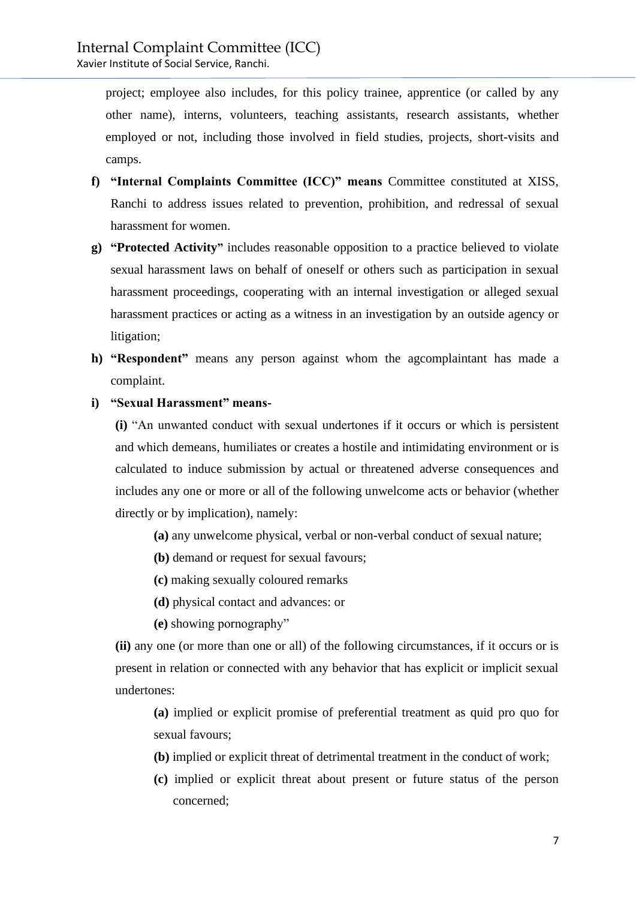project; employee also includes, for this policy trainee, apprentice (or called by any other name), interns, volunteers, teaching assistants, research assistants, whether employed or not, including those involved in field studies, projects, short-visits and camps.

f) **"Internal Complaints Committee (ICC)" means** Committee constituted at XISS, Ranchi to address issues related to prevention, prohibition, and redressal of sexual harassment for women.

g) **"Protected Activity"** includes reasonable opposition to a practice believed to violate sexual harassment laws on behalf of oneself or others such as participation in sexual harassment proceedings, cooperating with an internal investigation or alleged sexual harassment practices or acting as a witness in an investigation by an outside agency or litigation;

h) **"Respondent"** means any person against whom the agcomplaintant has made a complaint.

i) **"Sexual Harassment" means-**

**(i)** "An unwanted conduct with sexual undertones if it occurs or which is persistent and which demeans, humiliates or creates a hostile and intimidating environment or is calculated to induce submission by actual or threatened adverse consequences and includes any one or more or all of the following unwelcome acts or behavior (whether directly or by implication), namely:

**(a)** any unwelcome physical, verbal or non-verbal conduct of sexual nature;

**(b)** demand or request for sexual favours;

**(c)** making sexually coloured remarks

**(d)** physical contact and advances: or

**(e)** showing pornography"

**(ii)** any one (or more than one or all) of the following circumstances, if it occurs or is present in relation or connected with any behavior that has explicit or implicit sexual undertones:

**(a)** implied or explicit promise of preferential treatment as quid pro quo for sexual favours;

**(b)** implied or explicit threat of detrimental treatment in the conduct of work;

**(c)** implied or explicit threat about present or future status of the person concerned;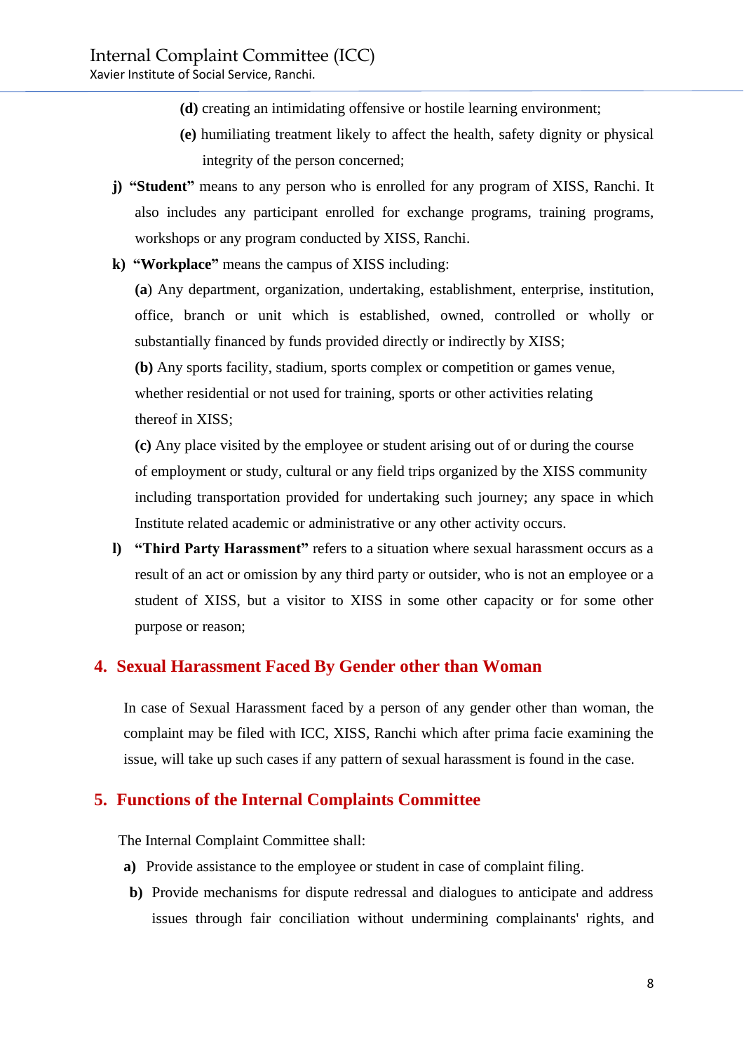(d) creating an intimidating offensive or hostile learning environment;

(e) humiliating treatment likely to affect the health, safety dignity or physical integrity of the person concerned;

j) **"Student"** means to any person who is enrolled for any program of XISS, Ranchi. It also includes any participant enrolled for exchange programs, training programs, workshops or any program conducted by XISS, Ranchi.

k) **"Workplace"** means the campus of XISS including:

(**a**) Any department, organization, undertaking, establishment, enterprise, institution, office, branch or unit which is established, owned, controlled or wholly or substantially financed by funds provided directly or indirectly by XISS;

**(b)** Any sports facility, stadium, sports complex or competition or games venue, whether residential or not used for training, sports or other activities relating thereof in XISS;

**(c)** Any place visited by the employee or student arising out of or during the course of employment or study, cultural or any field trips organized by the XISS community including transportation provided for undertaking such journey; any space in which Institute related academic or administrative or any other activity occurs.

l) **"Third Party Harassment"** refers to a situation where sexual harassment occurs as a result of an act or omission by any third party or outsider, who is not an employee or a student of XISS, but a visitor to XISS in some other capacity or for some other purpose or reason;

## 4. Sexual Harassment Faced By Gender other than Woman

In case of Sexual Harassment faced by a person of any gender other than woman, the complaint may be filed with ICC, XISS, Ranchi which after prima facie examining the issue, will take up such cases if any pattern of sexual harassment is found in the case.

## 5. Functions of the Internal Complaints Committee

The Internal Complaint Committee shall:

a) Provide assistance to the employee or student in case of complaint filing.

b) Provide mechanisms for dispute redressal and dialogues to anticipate and address issues through fair conciliation without undermining complainants' rights, and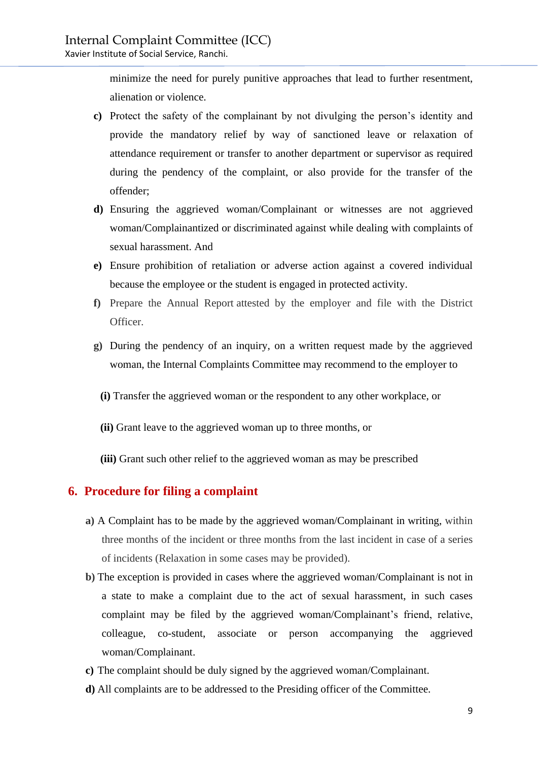minimize the need for purely punitive approaches that lead to further resentment, alienation or violence.

**c)** Protect the safety of the complainant by not divulging the person's identity and provide the mandatory relief by way of sanctioned leave or relaxation of attendance requirement or transfer to another department or supervisor as required during the pendency of the complaint, or also provide for the transfer of the offender;

**d)** Ensuring the aggrieved woman/Complainant or witnesses are not aggrieved woman/Complainantized or discriminated against while dealing with complaints of sexual harassment. And

**e)** Ensure prohibition of retaliation or adverse action against a covered individual because the employee or the student is engaged in protected activity.

**f)** Prepare the Annual Report attested by the employer and file with the District Officer.

**g)** During the pendency of an inquiry, on a written request made by the aggrieved woman, the Internal Complaints Committee may recommend to the employer to

**(i)** Transfer the aggrieved woman or the respondent to any other workplace, or

**(ii)** Grant leave to the aggrieved woman up to three months, or

**(iii)** Grant such other relief to the aggrieved woman as may be prescribed

## 6. Procedure for filing a complaint

**a)** A Complaint has to be made by the aggrieved woman/Complainant in writing, within three months of the incident or three months from the last incident in case of a series of incidents (Relaxation in some cases may be provided).

**b)** The exception is provided in cases where the aggrieved woman/Complainant is not in a state to make a complaint due to the act of sexual harassment, in such cases complaint may be filed by the aggrieved woman/Complainant's friend, relative, colleague, co-student, associate or person accompanying the aggrieved woman/Complainant.

**c)** The complaint should be duly signed by the aggrieved woman/Complainant.

**d)** All complaints are to be addressed to the Presiding officer of the Committee.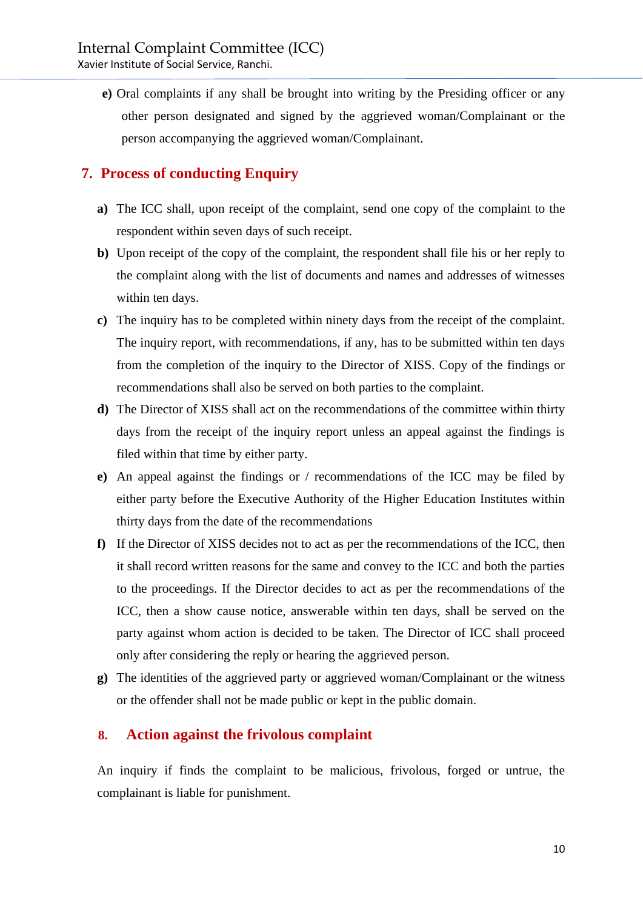e) Oral complaints if any shall be brought into writing by the Presiding officer or any other person designated and signed by the aggrieved woman/Complainant or the person accompanying the aggrieved woman/Complainant.

## 7. Process of conducting Enquiry

a) The ICC shall, upon receipt of the complaint, send one copy of the complaint to the respondent within seven days of such receipt.

b) Upon receipt of the copy of the complaint, the respondent shall file his or her reply to the complaint along with the list of documents and names and addresses of witnesses within ten days.

c) The inquiry has to be completed within ninety days from the receipt of the complaint. The inquiry report, with recommendations, if any, has to be submitted within ten days from the completion of the inquiry to the Director of XISS. Copy of the findings or recommendations shall also be served on both parties to the complaint.

d) The Director of XISS shall act on the recommendations of the committee within thirty days from the receipt of the inquiry report unless an appeal against the findings is filed within that time by either party.

e) An appeal against the findings or / recommendations of the ICC may be filed by either party before the Executive Authority of the Higher Education Institutes within thirty days from the date of the recommendations

f) If the Director of XISS decides not to act as per the recommendations of the ICC, then it shall record written reasons for the same and convey to the ICC and both the parties to the proceedings. If the Director decides to act as per the recommendations of the ICC, then a show cause notice, answerable within ten days, shall be served on the party against whom action is decided to be taken. The Director of ICC shall proceed only after considering the reply or hearing the aggrieved person.

g) The identities of the aggrieved party or aggrieved woman/Complainant or the witness or the offender shall not be made public or kept in the public domain.

## 8. Action against the frivolous complaint

An inquiry if finds the complaint to be malicious, frivolous, forged or untrue, the complainant is liable for punishment.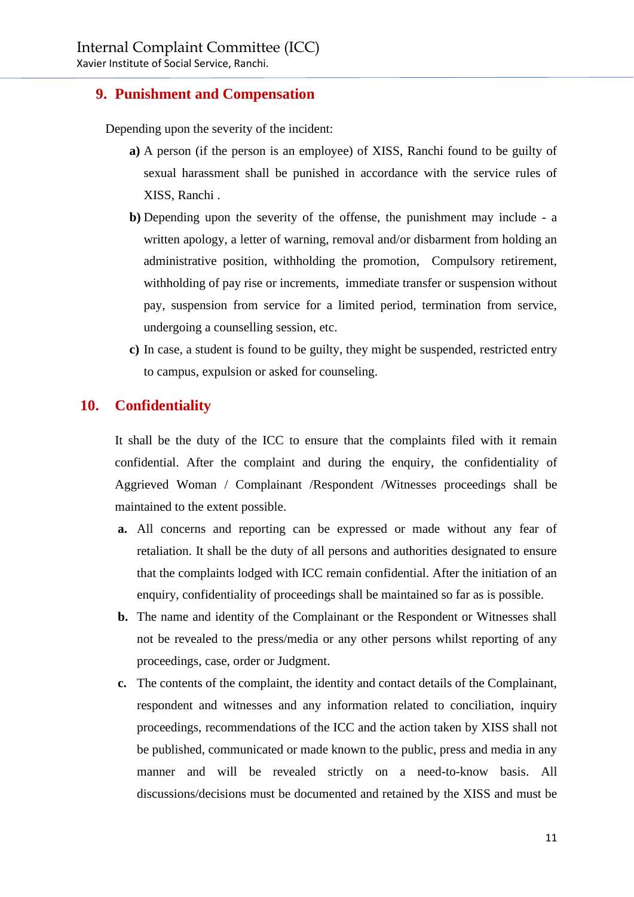## 9. Punishment and Compensation

Depending upon the severity of the incident:

**a)** A person (if the person is an employee) of XISS, Ranchi found to be guilty of sexual harassment shall be punished in accordance with the service rules of XISS, Ranchi .

**b)** Depending upon the severity of the offense, the punishment may include - a written apology, a letter of warning, removal and/or disbarment from holding an administrative position, withholding the promotion, Compulsory retirement, withholding of pay rise or increments, immediate transfer or suspension without pay, suspension from service for a limited period, termination from service, undergoing a counselling session, etc.

**c)** In case, a student is found to be guilty, they might be suspended, restricted entry to campus, expulsion or asked for counseling.

## 10. Confidentiality

It shall be the duty of the ICC to ensure that the complaints filed with it remain confidential. After the complaint and during the enquiry, the confidentiality of Aggrieved Woman / Complainant /Respondent /Witnesses proceedings shall be maintained to the extent possible.

**a.** All concerns and reporting can be expressed or made without any fear of retaliation. It shall be the duty of all persons and authorities designated to ensure that the complaints lodged with ICC remain confidential. After the initiation of an enquiry, confidentiality of proceedings shall be maintained so far as is possible.

**b.** The name and identity of the Complainant or the Respondent or Witnesses shall not be revealed to the press/media or any other persons whilst reporting of any proceedings, case, order or Judgment.

**c.** The contents of the complaint, the identity and contact details of the Complainant, respondent and witnesses and any information related to conciliation, inquiry proceedings, recommendations of the ICC and the action taken by XISS shall not be published, communicated or made known to the public, press and media in any manner and will be revealed strictly on a need-to-know basis. All discussions/decisions must be documented and retained by the XISS and must be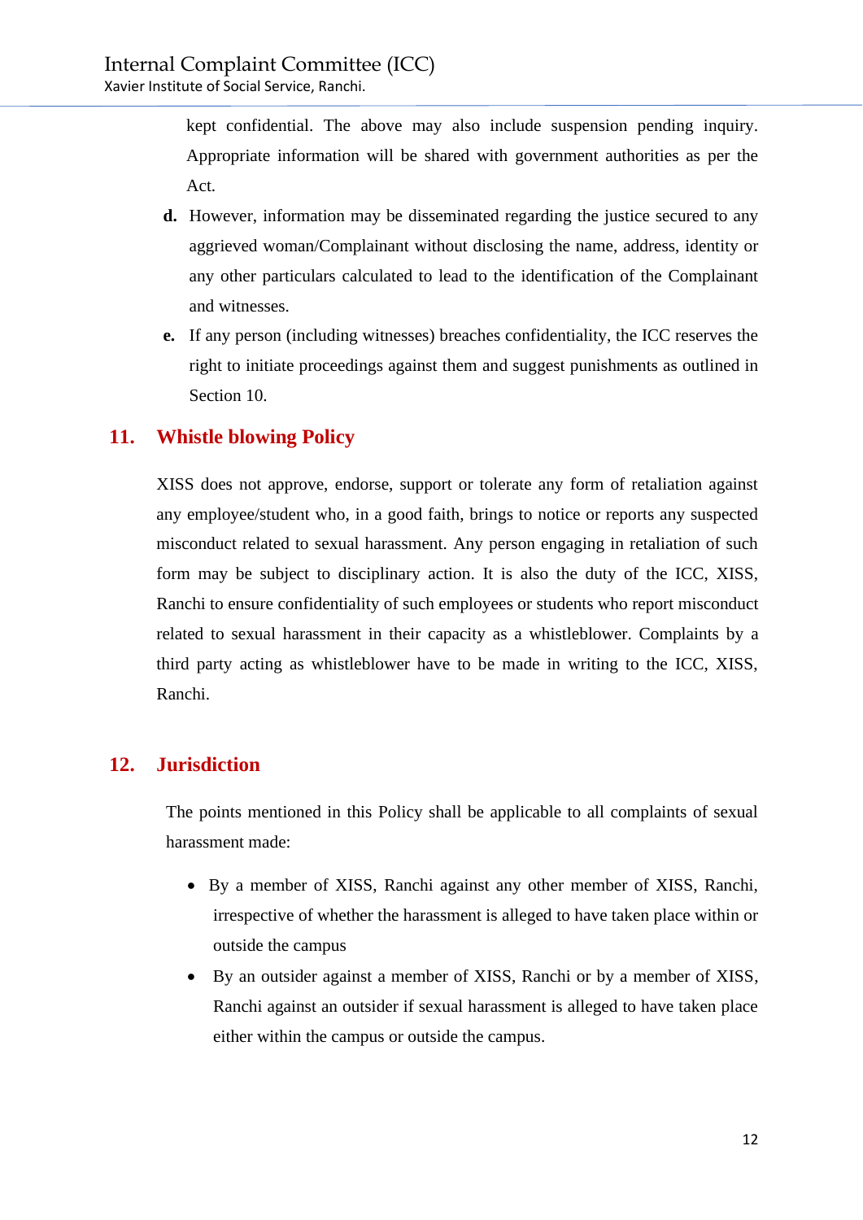kept confidential. The above may also include suspension pending inquiry. Appropriate information will be shared with government authorities as per the Act.

**d.** However, information may be disseminated regarding the justice secured to any aggrieved woman/Complainant without disclosing the name, address, identity or any other particulars calculated to lead to the identification of the Complainant and witnesses.

**e.** If any person (including witnesses) breaches confidentiality, the ICC reserves the right to initiate proceedings against them and suggest punishments as outlined in Section 10.

## 11. Whistle blowing Policy

XISS does not approve, endorse, support or tolerate any form of retaliation against any employee/student who, in a good faith, brings to notice or reports any suspected misconduct related to sexual harassment. Any person engaging in retaliation of such form may be subject to disciplinary action. It is also the duty of the ICC, XISS, Ranchi to ensure confidentiality of such employees or students who report misconduct related to sexual harassment in their capacity as a whistleblower. Complaints by a third party acting as whistleblower have to be made in writing to the ICC, XISS, Ranchi.

## 12. Jurisdiction

The points mentioned in this Policy shall be applicable to all complaints of sexual harassment made:

- By a member of XISS, Ranchi against any other member of XISS, Ranchi, irrespective of whether the harassment is alleged to have taken place within or outside the campus
- By an outsider against a member of XISS, Ranchi or by a member of XISS, Ranchi against an outsider if sexual harassment is alleged to have taken place either within the campus or outside the campus.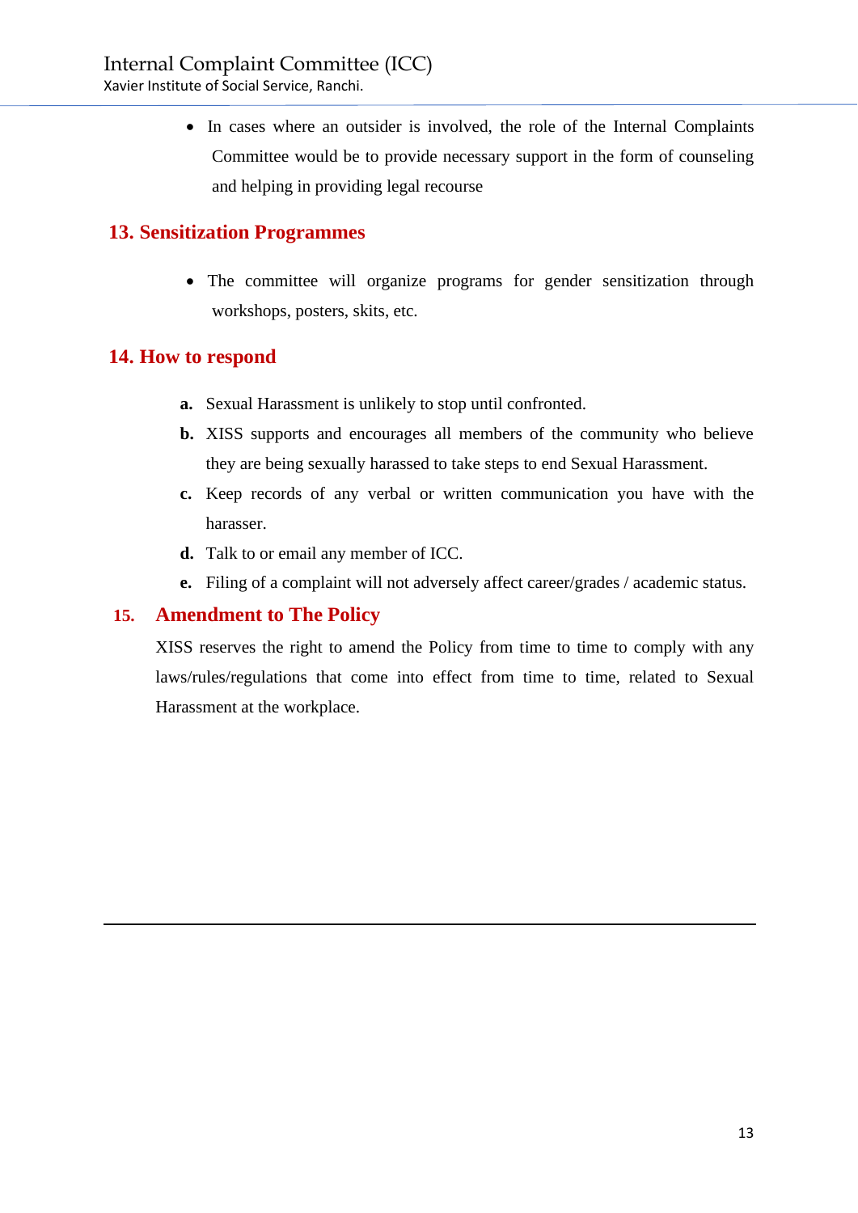- In cases where an outsider is involved, the role of the Internal Complaints Committee would be to provide necessary support in the form of counseling and helping in providing legal recourse

## 13. Sensitization Programmes

- The committee will organize programs for gender sensitization through workshops, posters, skits, etc.

## 14. How to respond

**a.** Sexual Harassment is unlikely to stop until confronted.

**b.** XISS supports and encourages all members of the community who believe they are being sexually harassed to take steps to end Sexual Harassment.

**c.** Keep records of any verbal or written communication you have with the harasser.

**d.** Talk to or email any member of ICC.

**e.** Filing of a complaint will not adversely affect career/grades / academic status.

## 15. Amendment to The Policy

XISS reserves the right to amend the Policy from time to time to comply with any laws/rules/regulations that come into effect from time to time, related to Sexual Harassment at the workplace.